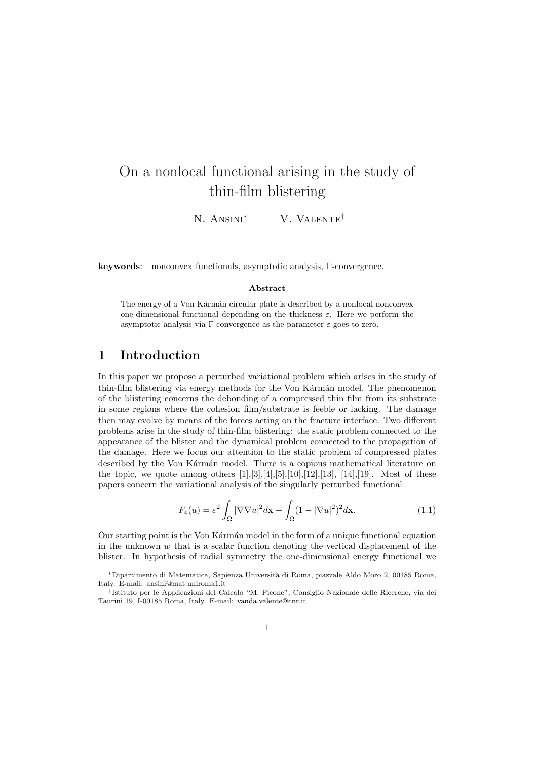# On a nonlocal functional arising in the study of thin-film blistering

N. Ansini[*]   V. Valente[†]

**keywords**: nonconvex functionals, asymptotic analysis, Γ-convergence.

### Abstract

The energy of a Von Kármán circular plate is described by a nonlocal nonconvex one-dimensional functional depending on the thickness $\varepsilon$. Here we perform the asymptotic analysis via Γ-convergence as the parameter $\varepsilon$ goes to zero.

## 1 Introduction

In this paper we propose a perturbed variational problem which arises in the study of thin-film blistering via energy methods for the Von Kármán model. The phenomenon of the blistering concerns the debonding of a compressed thin film from its substrate in some regions where the cohesion film/substrate is feeble or lacking. The damage then may evolve by means of the forces acting on the fracture interface. Two different problems arise in the study of thin-film blistering: the static problem connected to the appearance of the blister and the dynamical problem connected to the propagation of the damage. Here we focus our attention to the static problem of compressed plates described by the Von Kármán model. There is a copious mathematical literature on the topic, we quote among others [1],[3],[4],[5],[10],[12],[13], [14],[19]. Most of these papers concern the variational analysis of the singularly perturbed functional

$$F_\varepsilon(u) = \varepsilon^2 \int_\Omega |\nabla\nabla u|^2 d\mathbf{x} + \int_\Omega (1 - |\nabla u|^2)^2 d\mathbf{x}. \tag{1.1}$$

Our starting point is the Von Kármán model in the form of a unique functional equation in the unknown $w$ that is a scalar function denoting the vertical displacement of the blister. In hypothesis of radial symmetry the one-dimensional energy functional we

---

[*]Dipartimento di Matematica, Sapienza Università di Roma, piazzale Aldo Moro 2, 00185 Roma, Italy. E-mail: ansini@mat.uniroma1.it

[†]Istituto per le Applicazioni del Calcolo "M. Picone", Consiglio Nazionale delle Ricerche, via dei Taurini 19, I-00185 Roma, Italy. E-mail: vanda.valente@cnr.it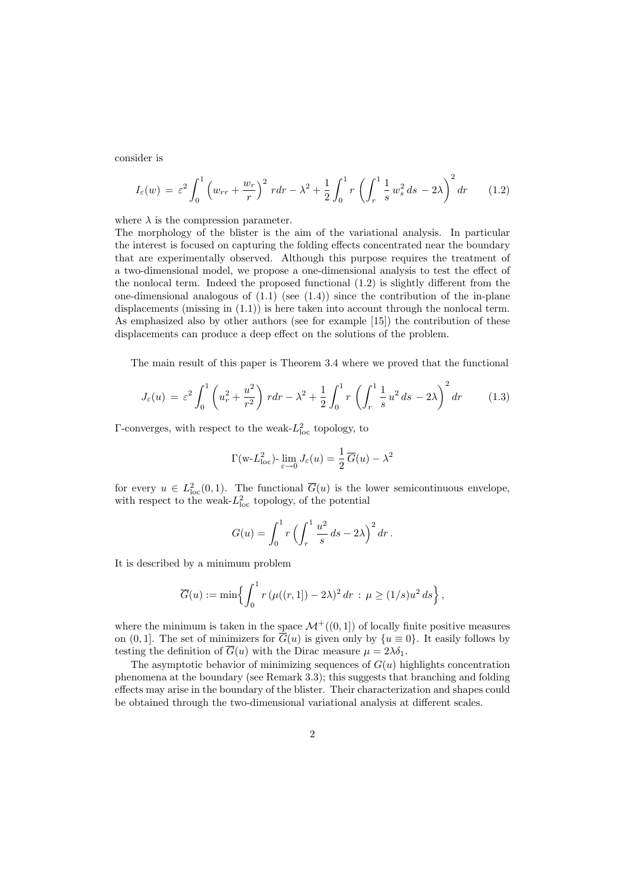consider is

$$I_\varepsilon(w) \,=\, \varepsilon^2 \int_0^1 \Big( w_{rr} + \frac{w_r}{r} \Big)^2 \, r dr - \lambda^2 + \frac{1}{2} \int_0^1 r \, \left( \int_r^1 \frac{1}{s} \, w_s^2 \, ds \, - 2\lambda \right)^2 dr \qquad (1.2)$$

where $\lambda$ is the compression parameter.
The morphology of the blister is the aim of the variational analysis. In particular the interest is focused on capturing the folding effects concentrated near the boundary that are experimentally observed. Although this purpose requires the treatment of a two-dimensional model, we propose a one-dimensional analysis to test the effect of the nonlocal term. Indeed the proposed functional (1.2) is slightly different from the one-dimensional analogous of (1.1) (see (1.4)) since the contribution of the in-plane displacements (missing in (1.1)) is here taken into account through the nonlocal term. As emphasized also by other authors (see for example [15]) the contribution of these displacements can produce a deep effect on the solutions of the problem.

The main result of this paper is Theorem 3.4 where we proved that the functional

$$J_\varepsilon(u) \,=\, \varepsilon^2 \int_0^1 \left( u_r^2 + \frac{u^2}{r^2} \right) \, r dr - \lambda^2 + \frac{1}{2} \int_0^1 r \, \left( \int_r^1 \frac{1}{s} \, u^2 \, ds \, - 2\lambda \right)^2 dr \qquad (1.3)$$

$\Gamma$-converges, with respect to the weak-$L^2_{\rm loc}$ topology, to

$$\Gamma(\text{w-}L^2_{\rm loc})\text{-} \lim_{\varepsilon \to 0} J_\varepsilon(u) = \frac{1}{2} \, \overline{G}(u) - \lambda^2$$

for every $u \in L^2_{\rm loc}(0,1)$. The functional $\overline{G}(u)$ is the lower semicontinuous envelope, with respect to the weak-$L^2_{\rm loc}$ topology, of the potential

$$G(u) = \int_0^1 r \, \Big( \int_r^1 \frac{u^2}{s} \, ds - 2\lambda \Big)^2 \, dr \, .$$

It is described by a minimum problem

$$\overline{G}(u) := \min \Big\{ \int_0^1 r \, (\mu((r,1]) - 2\lambda)^2 \, dr \, : \, \mu \geq (1/s) u^2 \, ds \Big\} \, ,$$

where the minimum is taken in the space $\mathcal{M}^+((0,1])$ of locally finite positive measures on $(0,1]$. The set of minimizers for $\overline{G}(u)$ is given only by $\{u \equiv 0\}$. It easily follows by testing the definition of $\overline{G}(u)$ with the Dirac measure $\mu = 2\lambda\delta_1$.

The asymptotic behavior of minimizing sequences of $G(u)$ highlights concentration phenomena at the boundary (see Remark 3.3); this suggests that branching and folding effects may arise in the boundary of the blister. Their characterization and shapes could be obtained through the two-dimensional variational analysis at different scales.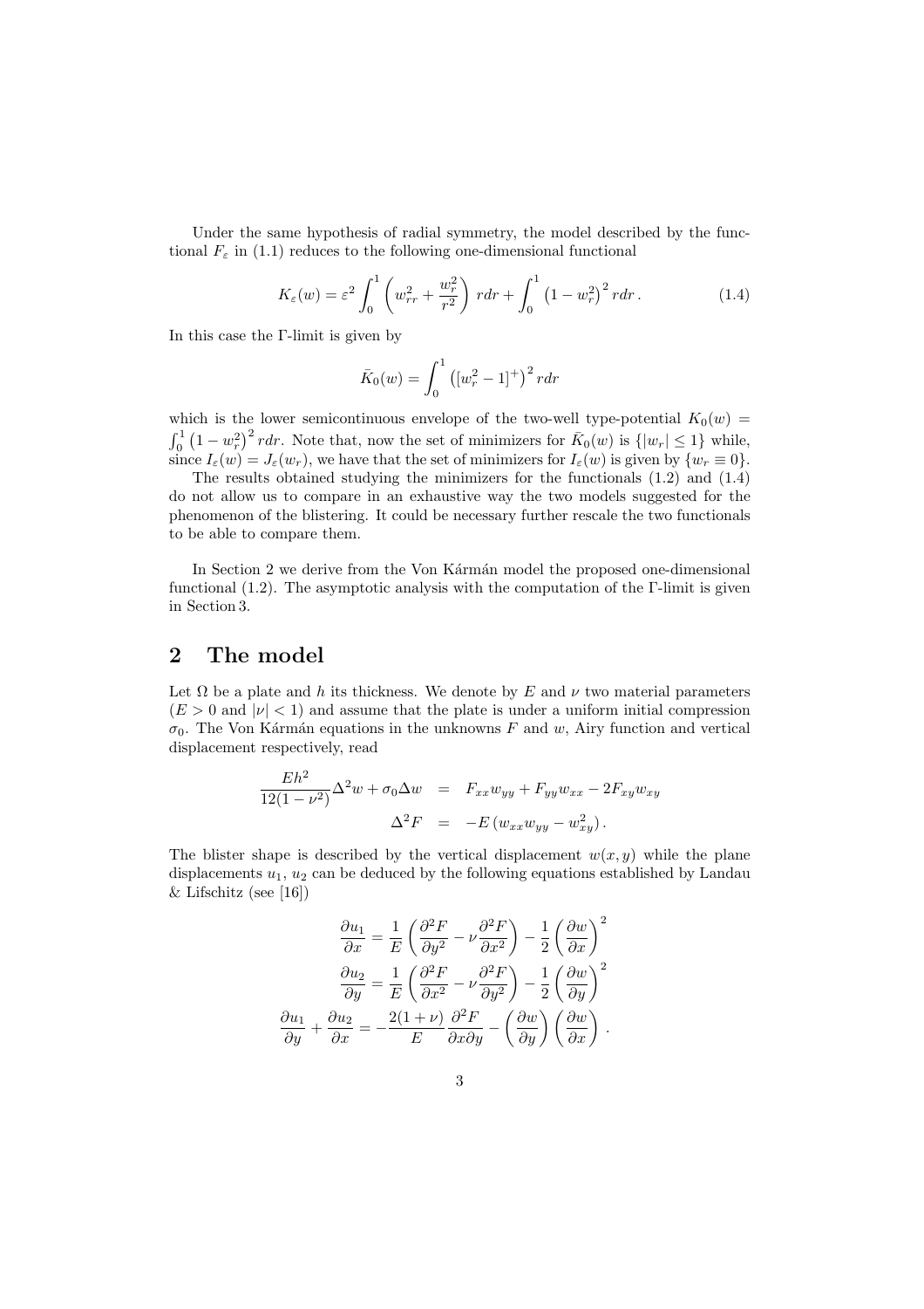Under the same hypothesis of radial symmetry, the model described by the functional $F_\varepsilon$ in (1.1) reduces to the following one-dimensional functional

$$K_\varepsilon(w) = \varepsilon^2 \int_0^1 \left( w_{rr}^2 + \frac{w_r^2}{r^2} \right) r dr + \int_0^1 \left(1 - w_r^2\right)^2 r dr \,. \tag{1.4}$$

In this case the Γ-limit is given by

$$\bar{K}_0(w) = \int_0^1 \left( [w_r^2 - 1]^+ \right)^2 r dr$$

which is the lower semicontinuous envelope of the two-well type-potential $K_0(w) = \int_0^1 \left(1 - w_r^2\right)^2 r dr$. Note that, now the set of minimizers for $\bar{K}_0(w)$ is $\{|w_r| \leq 1\}$ while, since $I_\varepsilon(w) = J_\varepsilon(w_r)$, we have that the set of minimizers for $I_\varepsilon(w)$ is given by $\{w_r \equiv 0\}$.

The results obtained studying the minimizers for the functionals (1.2) and (1.4) do not allow us to compare in an exhaustive way the two models suggested for the phenomenon of the blistering. It could be necessary further rescale the two functionals to be able to compare them.

In Section 2 we derive from the Von Kármán model the proposed one-dimensional functional (1.2). The asymptotic analysis with the computation of the Γ-limit is given in Section 3.

## 2 The model

Let $\Omega$ be a plate and $h$ its thickness. We denote by $E$ and $\nu$ two material parameters ($E > 0$ and $|\nu| < 1$) and assume that the plate is under a uniform initial compression $\sigma_0$. The Von Kármán equations in the unknowns $F$ and $w$, Airy function and vertical displacement respectively, read

$$\begin{aligned}
\frac{Eh^2}{12(1-\nu^2)} \Delta^2 w + \sigma_0 \Delta w &= F_{xx} w_{yy} + F_{yy} w_{xx} - 2 F_{xy} w_{xy} \\
\Delta^2 F &= -E \left( w_{xx} w_{yy} - w_{xy}^2 \right).
\end{aligned}$$

The blister shape is described by the vertical displacement $w(x, y)$ while the plane displacements $u_1$, $u_2$ can be deduced by the following equations established by Landau & Lifschitz (see [16])

$$\begin{aligned}
\frac{\partial u_1}{\partial x} &= \frac{1}{E} \left( \frac{\partial^2 F}{\partial y^2} - \nu \frac{\partial^2 F}{\partial x^2} \right) - \frac{1}{2} \left( \frac{\partial w}{\partial x} \right)^2 \\
\frac{\partial u_2}{\partial y} &= \frac{1}{E} \left( \frac{\partial^2 F}{\partial x^2} - \nu \frac{\partial^2 F}{\partial y^2} \right) - \frac{1}{2} \left( \frac{\partial w}{\partial y} \right)^2 \\
\frac{\partial u_1}{\partial y} + \frac{\partial u_2}{\partial x} &= -\frac{2(1+\nu)}{E} \frac{\partial^2 F}{\partial x \partial y} - \left( \frac{\partial w}{\partial y} \right) \left( \frac{\partial w}{\partial x} \right) .
\end{aligned}$$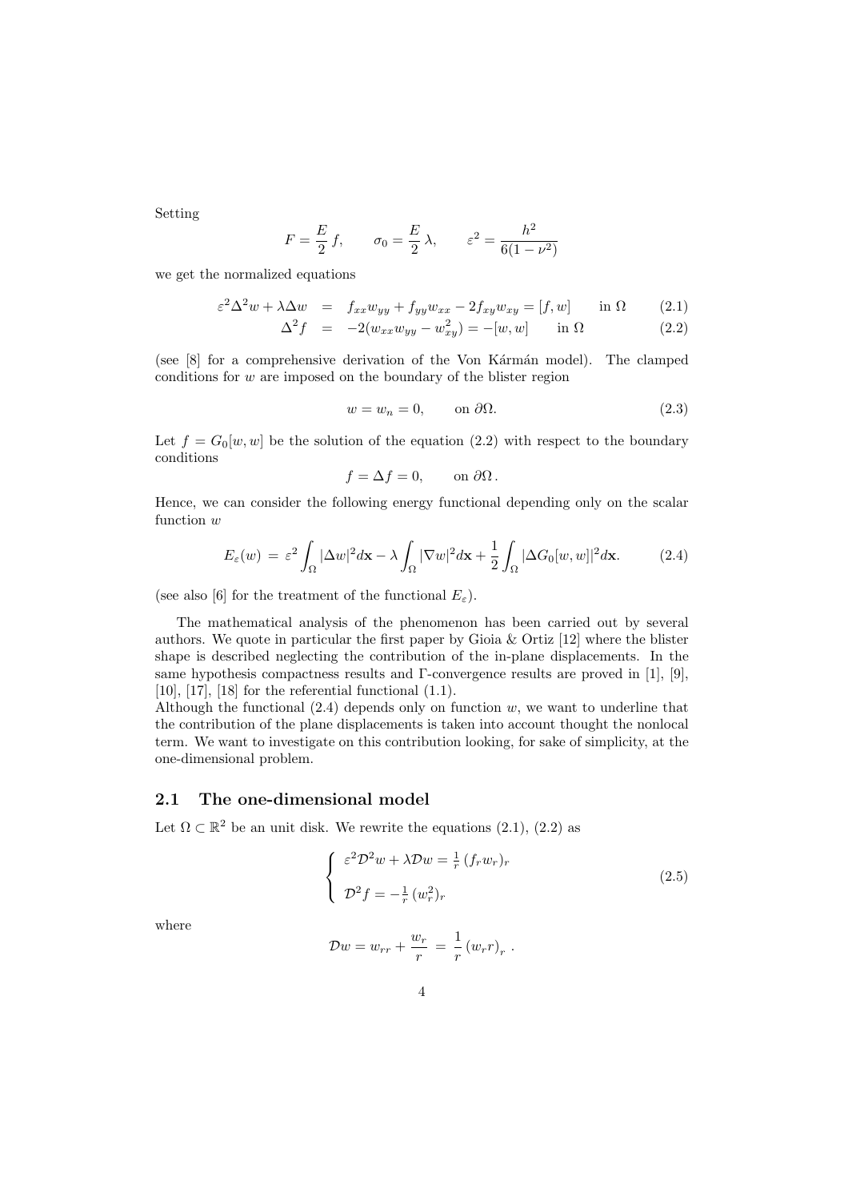Setting

$$F = \frac{E}{2}\,f, \qquad \sigma_0 = \frac{E}{2}\,\lambda, \qquad \varepsilon^2 = \frac{h^2}{6(1-\nu^2)}$$

we get the normalized equations

$$\varepsilon^2 \Delta^2 w + \lambda \Delta w \;=\; f_{xx} w_{yy} + f_{yy} w_{xx} - 2 f_{xy} w_{xy} = [f, w] \qquad \text{in } \Omega \tag{2.1}$$

$$\Delta^2 f \;=\; -2(w_{xx} w_{yy} - w_{xy}^2) = -[w, w] \qquad \text{in } \Omega \tag{2.2}$$

(see [8] for a comprehensive derivation of the Von Kármán model). The clamped conditions for $w$ are imposed on the boundary of the blister region

$$w = w_n = 0, \qquad \text{on } \partial\Omega. \tag{2.3}$$

Let $f = G_0[w, w]$ be the solution of the equation (2.2) with respect to the boundary conditions

$$f = \Delta f = 0, \qquad \text{on } \partial\Omega\,.$$

Hence, we can consider the following energy functional depending only on the scalar function $w$

$$E_\varepsilon(w) \;=\; \varepsilon^2 \int_\Omega |\Delta w|^2 d\mathbf{x} - \lambda \int_\Omega |\nabla w|^2 d\mathbf{x} + \frac{1}{2} \int_\Omega |\Delta G_0[w, w]|^2 d\mathbf{x}. \tag{2.4}$$

(see also [6] for the treatment of the functional $E_\varepsilon$).

The mathematical analysis of the phenomenon has been carried out by several authors. We quote in particular the first paper by Gioia & Ortiz [12] where the blister shape is described neglecting the contribution of the in-plane displacements. In the same hypothesis compactness results and Γ-convergence results are proved in [1], [9], [10], [17], [18] for the referential functional (1.1).
Although the functional (2.4) depends only on function $w$, we want to underline that the contribution of the plane displacements is taken into account thought the nonlocal term. We want to investigate on this contribution looking, for sake of simplicity, at the one-dimensional problem.

## 2.1 The one-dimensional model

Let $\Omega \subset \mathbb{R}^2$ be an unit disk. We rewrite the equations (2.1), (2.2) as

$$\left\{ \begin{array}{l} \varepsilon^2 \mathcal{D}^2 w + \lambda \mathcal{D} w = \frac{1}{r}\,(f_r w_r)_r \\ \\ \mathcal{D}^2 f = -\frac{1}{r}\,(w_r^2)_r \end{array} \right. \tag{2.5}$$

where

$$\mathcal{D} w = w_{rr} + \frac{w_r}{r} \;=\; \frac{1}{r}\,(w_r r)_r\;.$$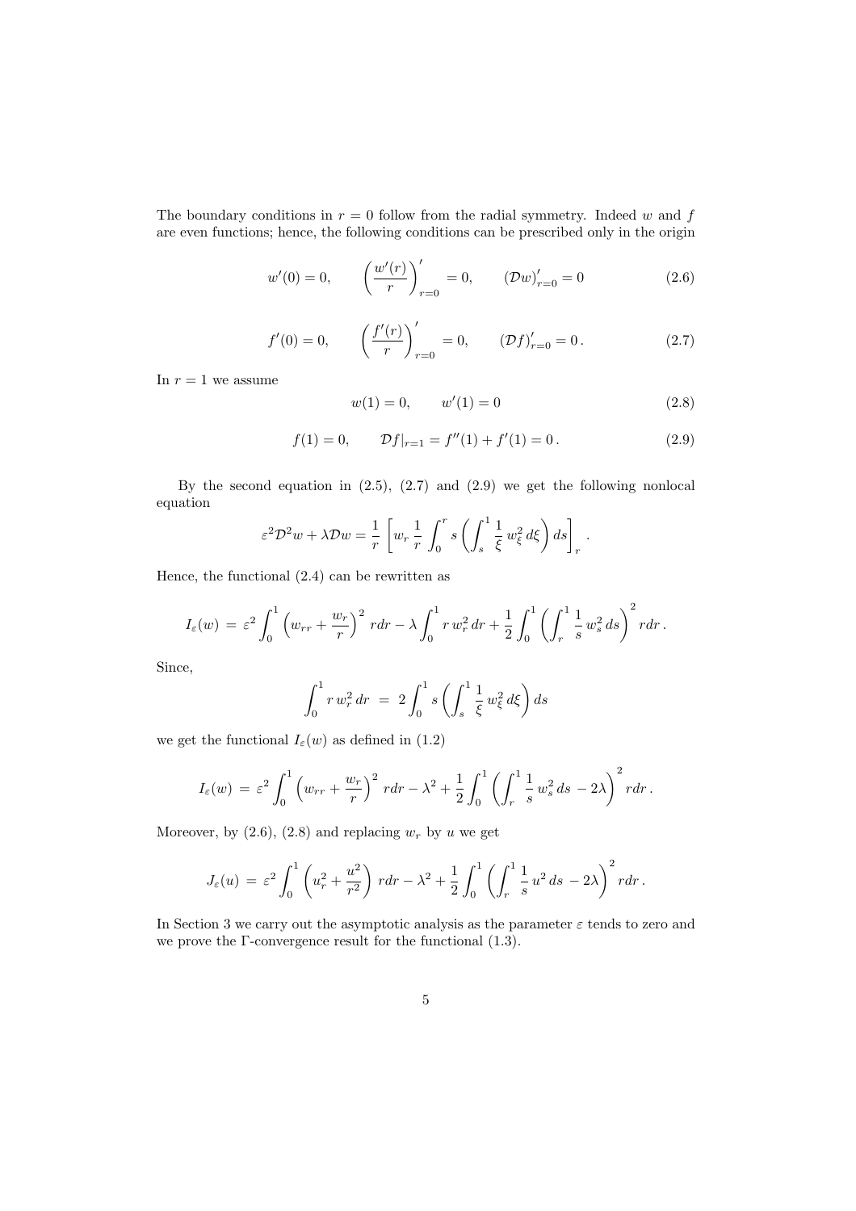The boundary conditions in $r = 0$ follow from the radial symmetry. Indeed $w$ and $f$ are even functions; hence, the following conditions can be prescribed only in the origin

$$w'(0) = 0, \qquad \left(\frac{w'(r)}{r}\right)'_{r=0} = 0, \qquad (\mathcal{D}w)'_{r=0} = 0 \tag{2.6}$$

$$f'(0) = 0, \qquad \left(\frac{f'(r)}{r}\right)'_{r=0} = 0, \qquad (\mathcal{D}f)'_{r=0} = 0\,. \tag{2.7}$$

In $r = 1$ we assume

$$w(1) = 0, \qquad w'(1) = 0 \tag{2.8}$$

$$f(1) = 0, \qquad \mathcal{D}f|_{r=1} = f''(1) + f'(1) = 0\,. \tag{2.9}$$

By the second equation in (2.5), (2.7) and (2.9) we get the following nonlocal equation

$$\varepsilon^2\mathcal{D}^2 w + \lambda\mathcal{D}w = \frac{1}{r}\left[w_r\,\frac{1}{r}\int_0^r s\left(\int_s^1 \frac{1}{\xi}\,w_\xi^2\,d\xi\right)ds\right]_r\,.$$

Hence, the functional (2.4) can be rewritten as

$$I_\varepsilon(w) \;=\; \varepsilon^2\int_0^1 \left(w_{rr} + \frac{w_r}{r}\right)^2 r dr - \lambda\int_0^1 r\,w_r^2\,dr + \frac{1}{2}\int_0^1\left(\int_r^1 \frac{1}{s}\,w_s^2\,ds\right)^2 r dr\,.$$

Since,

$$\int_0^1 r\,w_r^2\,dr \;=\; 2\int_0^1 s\left(\int_s^1 \frac{1}{\xi}\,w_\xi^2\,d\xi\right)ds$$

we get the functional $I_\varepsilon(w)$ as defined in (1.2)

$$I_\varepsilon(w) \;=\; \varepsilon^2\int_0^1 \left(w_{rr} + \frac{w_r}{r}\right)^2 r dr - \lambda^2 + \frac{1}{2}\int_0^1\left(\int_r^1 \frac{1}{s}\,w_s^2\,ds\, - 2\lambda\right)^2 r dr\,.$$

Moreover, by (2.6), (2.8) and replacing $w_r$ by $u$ we get

$$J_\varepsilon(u) \;=\; \varepsilon^2\int_0^1 \left(u_r^2 + \frac{u^2}{r^2}\right) r dr - \lambda^2 + \frac{1}{2}\int_0^1\left(\int_r^1 \frac{1}{s}\,u^2\,ds\, - 2\lambda\right)^2 r dr\,.$$

In Section 3 we carry out the asymptotic analysis as the parameter $\varepsilon$ tends to zero and we prove the $\Gamma$-convergence result for the functional (1.3).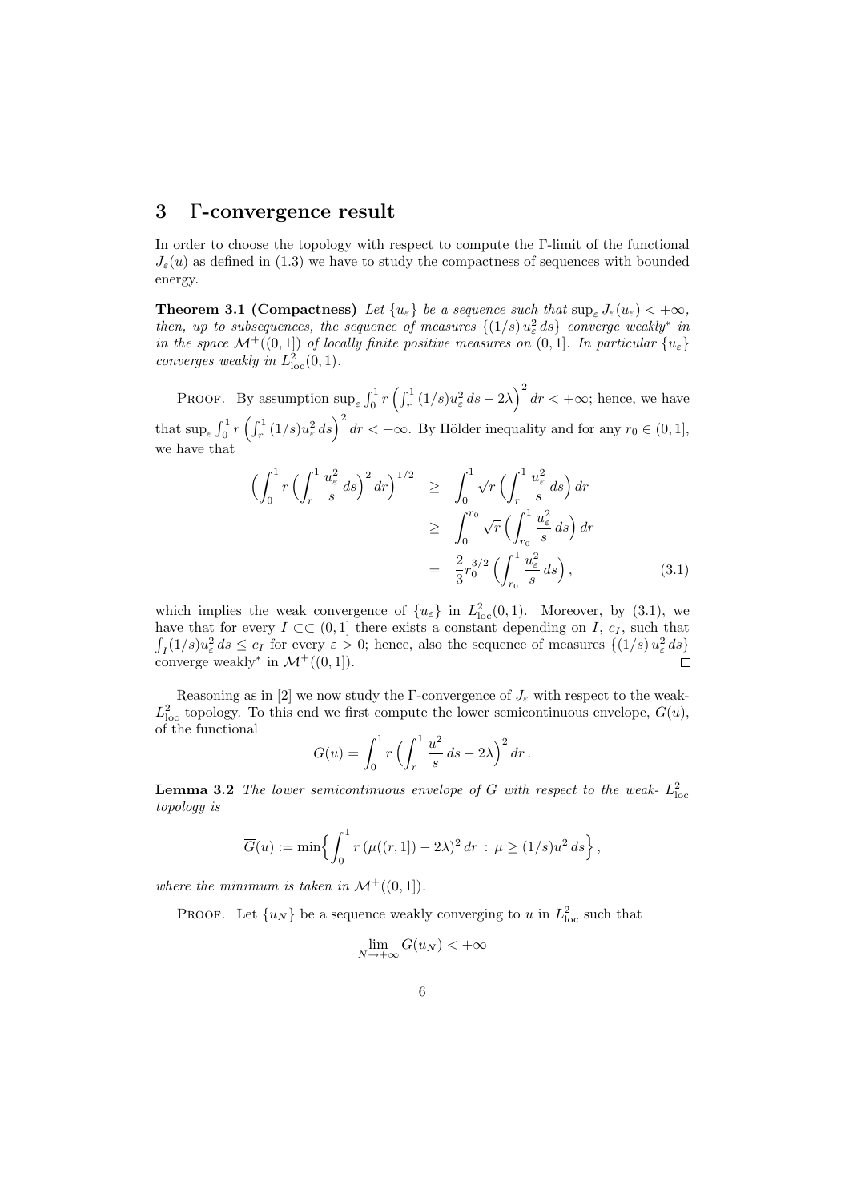## 3 Γ-convergence result

In order to choose the topology with respect to compute the Γ-limit of the functional $J_\varepsilon(u)$ as defined in (1.3) we have to study the compactness of sequences with bounded energy.

**Theorem 3.1 (Compactness)** *Let $\{u_\varepsilon\}$ be a sequence such that $\sup_\varepsilon J_\varepsilon(u_\varepsilon) < +\infty$, then, up to subsequences, the sequence of measures $\{(1/s)\, u_\varepsilon^2\, ds\}$ converge weakly$^*$ in in the space $\mathcal{M}^+((0,1])$ of locally finite positive measures on $(0,1]$. In particular $\{u_\varepsilon\}$ converges weakly in $L^2_{\rm loc}(0,1)$.*

Proof. By assumption $\sup_\varepsilon \int_0^1 r\left(\int_r^1 (1/s)u_\varepsilon^2\, ds - 2\lambda\right)^2 dr < +\infty$; hence, we have that $\sup_\varepsilon \int_0^1 r\left(\int_r^1 (1/s)u_\varepsilon^2\, ds\right)^2 dr < +\infty$. By Hölder inequality and for any $r_0 \in (0,1]$, we have that

$$
\begin{aligned}
\Big(\int_0^1 r\Big(\int_r^1 \frac{u_\varepsilon^2}{s}\, ds\Big)^2 dr\Big)^{1/2} &\geq \int_0^1 \sqrt{r}\Big(\int_r^1 \frac{u_\varepsilon^2}{s}\, ds\Big)\, dr \\
&\geq \int_0^{r_0} \sqrt{r}\Big(\int_{r_0}^1 \frac{u_\varepsilon^2}{s}\, ds\Big)\, dr \\
&= \frac{2}{3} r_0^{3/2}\Big(\int_{r_0}^1 \frac{u_\varepsilon^2}{s}\, ds\Big), \qquad (3.1)
\end{aligned}
$$

which implies the weak convergence of $\{u_\varepsilon\}$ in $L^2_{\rm loc}(0,1)$. Moreover, by (3.1), we have that for every $I \subset\subset (0,1]$ there exists a constant depending on $I$, $c_I$, such that $\int_I (1/s)u_\varepsilon^2\, ds \leq c_I$ for every $\varepsilon > 0$; hence, also the sequence of measures $\{(1/s)\, u_\varepsilon^2\, ds\}$ converge weakly$^*$ in $\mathcal{M}^+((0,1])$. ∎

Reasoning as in [2] we now study the Γ-convergence of $J_\varepsilon$ with respect to the weak-$L^2_{\rm loc}$ topology. To this end we first compute the lower semicontinuous envelope, $\overline{G}(u)$, of the functional

$$
G(u) = \int_0^1 r\Big(\int_r^1 \frac{u^2}{s}\, ds - 2\lambda\Big)^2 dr\,.
$$

**Lemma 3.2** *The lower semicontinuous envelope of $G$ with respect to the weak- $L^2_{\rm loc}$ topology is*

$$
\overline{G}(u) := \min\Big\{\int_0^1 r\,(\mu((r,1]) - 2\lambda)^2\, dr \,:\, \mu \geq (1/s)u^2\, ds\Big\}\,,
$$

*where the minimum is taken in $\mathcal{M}^+((0,1])$.*

Proof. Let $\{u_N\}$ be a sequence weakly converging to $u$ in $L^2_{\rm loc}$ such that

$$
\lim_{N\to+\infty} G(u_N) < +\infty
$$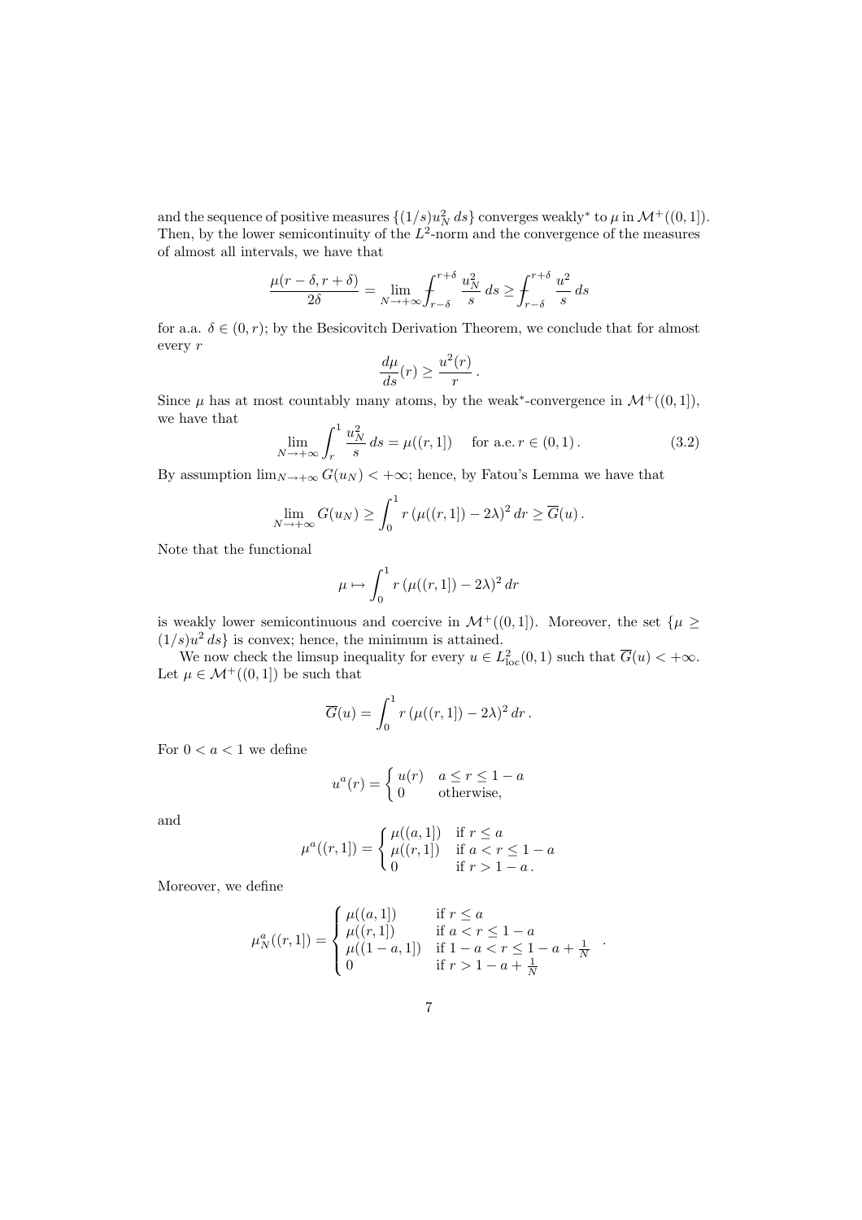and the sequence of positive measures $\{(1/s)u_N^2\,ds\}$ converges weakly$^*$ to $\mu$ in $\mathcal{M}^+((0,1])$. Then, by the lower semicontinuity of the $L^2$-norm and the convergence of the measures of almost all intervals, we have that

$$\frac{\mu(r-\delta, r+\delta)}{2\delta} = \lim_{N\to+\infty} \fint_{r-\delta}^{r+\delta} \frac{u_N^2}{s}\,ds \geq \fint_{r-\delta}^{r+\delta} \frac{u^2}{s}\,ds$$

for a.a. $\delta \in (0, r)$; by the Besicovitch Derivation Theorem, we conclude that for almost every $r$

$$\frac{d\mu}{ds}(r) \geq \frac{u^2(r)}{r}\,.$$

Since $\mu$ has at most countably many atoms, by the weak$^*$-convergence in $\mathcal{M}^+((0,1])$, we have that

$$\lim_{N\to+\infty} \int_r^1 \frac{u_N^2}{s}\,ds = \mu((r,1]) \quad \text{ for a.e. } r \in (0,1)\,. \tag{3.2}$$

By assumption $\lim_{N\to+\infty} G(u_N) < +\infty$; hence, by Fatou's Lemma we have that

$$\lim_{N\to+\infty} G(u_N) \geq \int_0^1 r\,(\mu((r,1]) - 2\lambda)^2\,dr \geq \overline{G}(u)\,.$$

Note that the functional

$$\mu \mapsto \int_0^1 r\,(\mu((r,1]) - 2\lambda)^2\,dr$$

is weakly lower semicontinuous and coercive in $\mathcal{M}^+((0,1])$. Moreover, the set $\{\mu \geq (1/s)u^2\,ds\}$ is convex; hence, the minimum is attained.

We now check the limsup inequality for every $u \in L^2_{\rm loc}(0,1)$ such that $\overline{G}(u) < +\infty$. Let $\mu \in \mathcal{M}^+((0,1])$ be such that

$$\overline{G}(u) = \int_0^1 r\,(\mu((r,1]) - 2\lambda)^2\,dr\,.$$

For $0 < a < 1$ we define

$$u^a(r) = \begin{cases} u(r) & a \leq r \leq 1-a \\ 0 & \text{otherwise,} \end{cases}$$

and

$$\mu^a((r,1]) = \begin{cases} \mu((a,1]) & \text{if } r \leq a \\ \mu((r,1]) & \text{if } a < r \leq 1-a \\ 0 & \text{if } r > 1-a\,. \end{cases}$$

Moreover, we define

$$\mu^a_N((r,1]) = \begin{cases} \mu((a,1]) & \text{if } r \leq a \\ \mu((r,1]) & \text{if } a < r \leq 1-a \\ \mu((1-a,1]) & \text{if } 1-a < r \leq 1-a+\frac{1}{N} \\ 0 & \text{if } r > 1-a+\frac{1}{N} \end{cases}.$$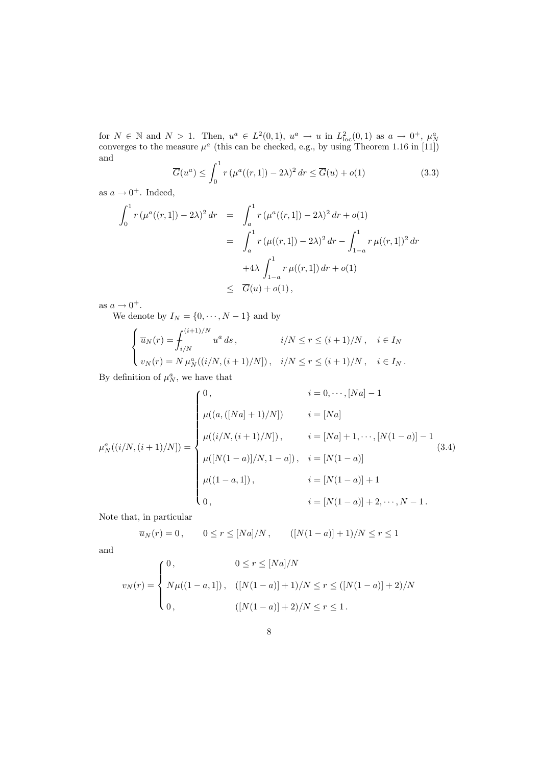for $N \in \mathbb{N}$ and $N > 1$. Then, $u^a \in L^2(0,1)$, $u^a \to u$ in $L^2_{\rm loc}(0,1)$ as $a \to 0^+$, $\mu^a_N$ converges to the measure $\mu^a$ (this can be checked, e.g., by using Theorem 1.16 in [11]) and

$$\overline{G}(u^a) \le \int_0^1 r\,(\mu^a((r,1]) - 2\lambda)^2\,dr \le \overline{G}(u) + o(1) \tag{3.3}$$

as $a \to 0^+$. Indeed,

$$\begin{aligned}
\int_0^1 r\,(\mu^a((r,1]) - 2\lambda)^2\,dr &= \int_a^1 r\,(\mu^a((r,1]) - 2\lambda)^2\,dr + o(1) \\
&= \int_a^1 r\,(\mu((r,1]) - 2\lambda)^2\,dr - \int_{1-a}^1 r\,\mu((r,1])^2\,dr \\
&\quad + 4\lambda \int_{1-a}^1 r\,\mu((r,1])\,dr + o(1) \\
&\le \overline{G}(u) + o(1)\,,
\end{aligned}$$

as $a \to 0^+$.

We denote by $I_N = \{0, \cdots, N-1\}$ and by

$$\begin{cases}
\overline{u}_N(r) = \displaystyle⨍_{i/N}^{(i+1)/N} u^a\,ds\,, & i/N \le r \le (i+1)/N\,, \quad i \in I_N \\
v_N(r) = N\,\mu^a_N((i/N,(i+1)/N])\,, & i/N \le r \le (i+1)/N\,, \quad i \in I_N\,.
\end{cases}$$

By definition of $\mu^a_N$, we have that

$$\mu^a_N((i/N,(i+1)/N]) = \begin{cases}
0\,, & i = 0, \cdots, [Na]-1 \\
\mu((a,([Na]+1)/N]) & i = [Na] \\
\mu((i/N,(i+1)/N])\,, & i = [Na]+1, \cdots, [N(1-a)]-1 \\
\mu([N(1-a)]/N, 1-a])\,, & i = [N(1-a)] \\
\mu((1-a,1])\,, & i = [N(1-a)]+1 \\
0\,, & i = [N(1-a)]+2, \cdots, N-1\,.
\end{cases} \tag{3.4}$$

Note that, in particular

$$\overline{u}_N(r) = 0\,, \qquad 0 \le r \le [Na]/N\,, \qquad ([N(1-a)]+1)/N \le r \le 1$$

and

$$v_N(r) = \begin{cases}
0\,, & 0 \le r \le [Na]/N \\
N\mu((1-a,1])\,, & ([N(1-a)]+1)/N \le r \le ([N(1-a)]+2)/N \\
0\,, & ([N(1-a)]+2)/N \le r \le 1\,.
\end{cases}$$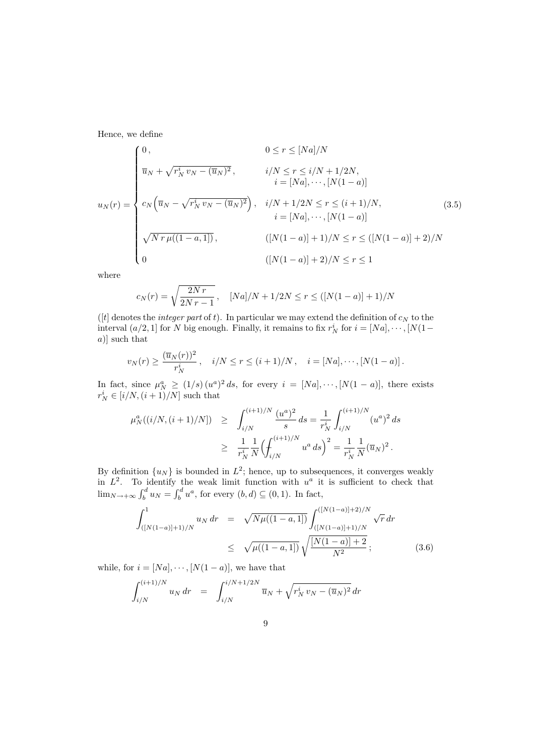Hence, we define

$$
u_N(r) = \begin{cases} 0\,, & 0 \le r \le [Na]/N \\[2mm] \overline{u}_N + \sqrt{r_N^i\, v_N - (\overline{u}_N)^2}\,, & i/N \le r \le i/N + 1/2N, \\ & \quad i = [Na], \cdots, [N(1-a)] \\[2mm] c_N\Big(\overline{u}_N - \sqrt{r_N^i\, v_N - (\overline{u}_N)^2}\Big)\,, & i/N + 1/2N \le r \le (i+1)/N, \\ & \quad i = [Na], \cdots, [N(1-a)] \\[2mm] \sqrt{N\, r\, \mu((1-a,1])}\,, & ([N(1-a)]+1)/N \le r \le ([N(1-a)]+2)/N \\[2mm] 0 & ([N(1-a)]+2)/N \le r \le 1 \end{cases} \tag{3.5}
$$

where

$$
c_N(r) = \sqrt{\frac{2N\, r}{2N\, r - 1}}\,, \quad [Na]/N + 1/2N \le r \le ([N(1-a)]+1)/N
$$

($[t]$ denotes the *integer part* of $t$). In particular we may extend the definition of $c_N$ to the interval $(a/2, 1]$ for $N$ big enough. Finally, it remains to fix $r_N^i$ for $i = [Na], \cdots, [N(1-a)]$ such that

$$
v_N(r) \ge \frac{(\overline{u}_N(r))^2}{r_N^i}\,, \quad i/N \le r \le (i+1)/N\,, \quad i = [Na], \cdots, [N(1-a)]\,.
$$

In fact, since $\mu_N^a \ge (1/s)\,(u^a)^2\, ds$, for every $i = [Na], \cdots, [N(1-a)]$, there exists $r_N^i \in [i/N, (i+1)/N]$ such that

$$
\begin{aligned}
\mu_N^a((i/N, (i+1)/N]) \quad &\ge \quad \int_{i/N}^{(i+1)/N} \frac{(u^a)^2}{s}\, ds = \frac{1}{r_N^i} \int_{i/N}^{(i+1)/N} (u^a)^2\, ds \\
&\ge \quad \frac{1}{r_N^i}\frac{1}{N}\Big(\fint_{i/N}^{(i+1)/N} u^a\, ds\Big)^2 = \frac{1}{r_N^i}\frac{1}{N}(\overline{u}_N)^2\,.
\end{aligned}
$$

By definition $\{u_N\}$ is bounded in $L^2$; hence, up to subsequences, it converges weakly in $L^2$. To identify the weak limit function with $u^a$ it is sufficient to check that $\lim_{N\to+\infty} \int_b^d u_N = \int_b^d u^a$, for every $(b,d) \subseteq (0,1)$. In fact,

$$
\begin{aligned}
\int_{([N(1-a)]+1)/N}^{1} u_N\, dr \quad &= \quad \sqrt{N\mu((1-a,1])} \int_{([N(1-a)]+1)/N}^{([N(1-a)]+2)/N} \sqrt{r}\, dr \\
&\le \quad \sqrt{\mu((1-a,1])}\, \sqrt{\frac{[N(1-a)]+2}{N^2}}\,;
\end{aligned} \tag{3.6}
$$

while, for $i = [Na], \cdots, [N(1-a)]$, we have that

$$
\int_{i/N}^{(i+1)/N} u_N\, dr \quad = \quad \int_{i/N}^{i/N+1/2N} \overline{u}_N + \sqrt{r_N^i\, v_N - (\overline{u}_N)^2}\, dr
$$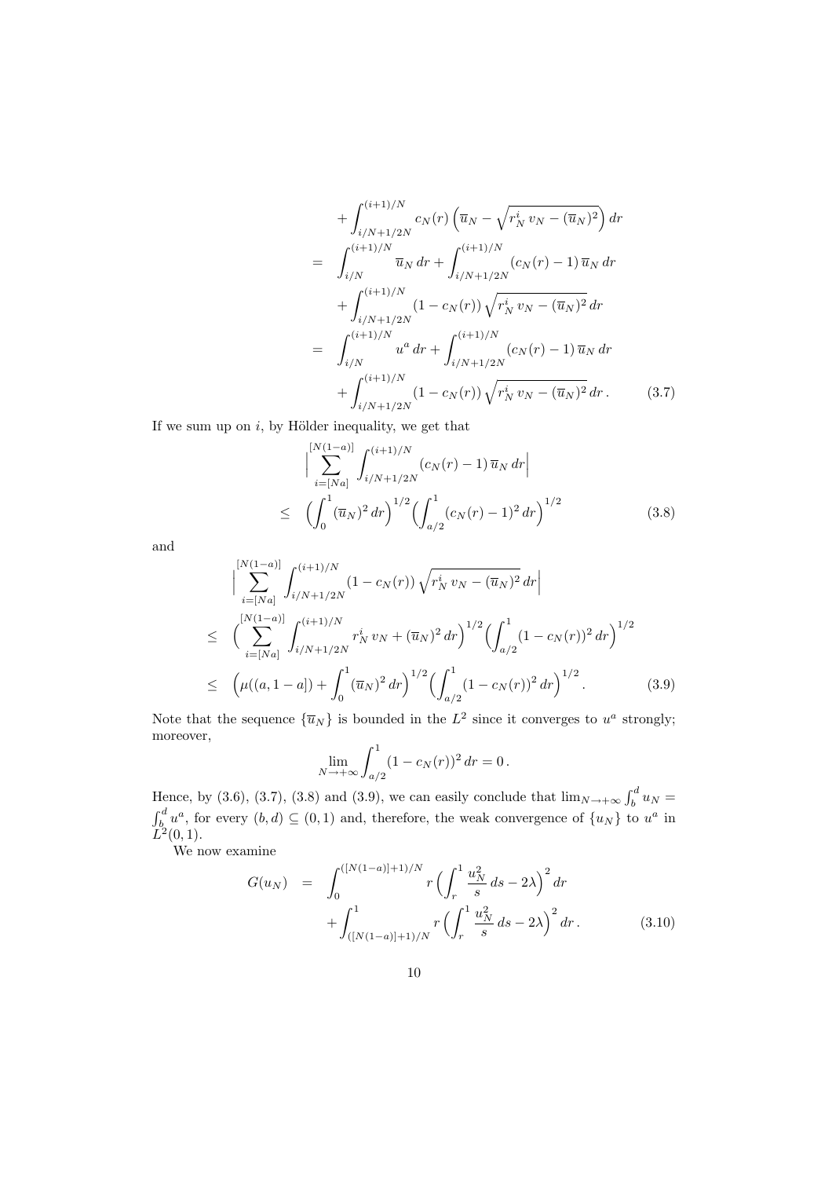$$
\begin{aligned}
& + \int_{i/N+1/2N}^{(i+1)/N} c_N(r) \left( \overline{u}_N - \sqrt{r_N^i \, v_N - (\overline{u}_N)^2} \right) dr \\
= \quad & \int_{i/N}^{(i+1)/N} \overline{u}_N \, dr + \int_{i/N+1/2N}^{(i+1)/N} (c_N(r) - 1) \, \overline{u}_N \, dr \\
& + \int_{i/N+1/2N}^{(i+1)/N} (1 - c_N(r)) \sqrt{r_N^i \, v_N - (\overline{u}_N)^2} \, dr \\
= \quad & \int_{i/N}^{(i+1)/N} u^a \, dr + \int_{i/N+1/2N}^{(i+1)/N} (c_N(r) - 1) \, \overline{u}_N \, dr \\
& + \int_{i/N+1/2N}^{(i+1)/N} (1 - c_N(r)) \sqrt{r_N^i \, v_N - (\overline{u}_N)^2} \, dr \, . \qquad (3.7)
\end{aligned}
$$

If we sum up on $i$, by Hölder inequality, we get that

$$
\begin{aligned}
& \Big| \sum_{i=[Na]}^{[N(1-a)]} \int_{i/N+1/2N}^{(i+1)/N} (c_N(r) - 1) \, \overline{u}_N \, dr \Big| \\
\leq \quad & \Big( \int_0^1 (\overline{u}_N)^2 \, dr \Big)^{1/2} \Big( \int_{a/2}^1 (c_N(r) - 1)^2 \, dr \Big)^{1/2} \qquad (3.8)
\end{aligned}
$$

and

$$
\begin{aligned}
& \Big| \sum_{i=[Na]}^{[N(1-a)]} \int_{i/N+1/2N}^{(i+1)/N} (1 - c_N(r)) \sqrt{r_N^i \, v_N - (\overline{u}_N)^2} \, dr \Big| \\
\leq \quad & \Big( \sum_{i=[Na]}^{[N(1-a)]} \int_{i/N+1/2N}^{(i+1)/N} r_N^i \, v_N + (\overline{u}_N)^2 \, dr \Big)^{1/2} \Big( \int_{a/2}^1 (1 - c_N(r))^2 \, dr \Big)^{1/2} \\
\leq \quad & \Big( \mu((a, 1-a]) + \int_0^1 (\overline{u}_N)^2 \, dr \Big)^{1/2} \Big( \int_{a/2}^1 (1 - c_N(r))^2 \, dr \Big)^{1/2} . \qquad (3.9)
\end{aligned}
$$

Note that the sequence $\{\overline{u}_N\}$ is bounded in the $L^2$ since it converges to $u^a$ strongly; moreover,

$$
\lim_{N \to +\infty} \int_{a/2}^1 (1 - c_N(r))^2 \, dr = 0 \, .
$$

Hence, by (3.6), (3.7), (3.8) and (3.9), we can easily conclude that $\lim_{N \to +\infty} \int_b^d u_N = \int_b^d u^a$, for every $(b, d) \subseteq (0, 1)$ and, therefore, the weak convergence of $\{u_N\}$ to $u^a$ in $L^2(0, 1)$.

We now examine

$$
\begin{aligned}
G(u_N) \quad = \quad & \int_0^{([N(1-a)]+1)/N} r \Big( \int_r^1 \frac{u_N^2}{s} \, ds - 2\lambda \Big)^2 dr \\
& + \int_{([N(1-a)]+1)/N}^1 r \Big( \int_r^1 \frac{u_N^2}{s} \, ds - 2\lambda \Big)^2 dr \, . \qquad (3.10)
\end{aligned}
$$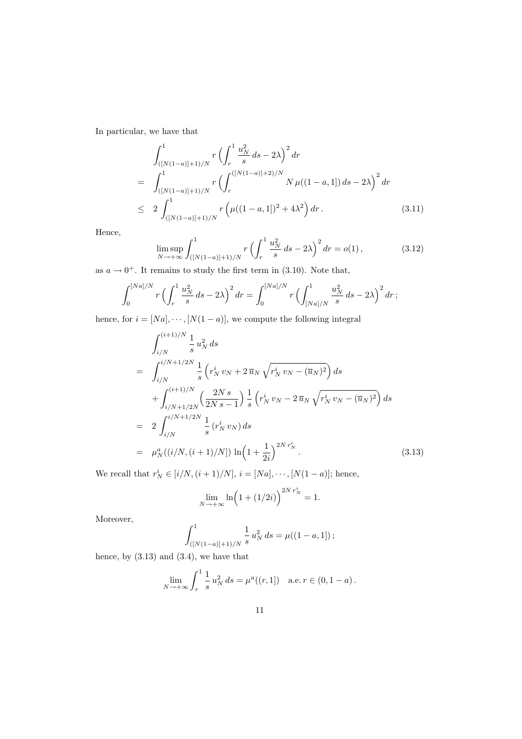In particular, we have that

$$
\begin{aligned}
& \int_{([N(1-a)]+1)/N}^{1} r\Big(\int_r^1 \frac{u_N^2}{s}\,ds - 2\lambda\Big)^2\,dr \\
= \;& \int_{([N(1-a)]+1)/N}^{1} r\Big(\int_r^{([N(1-a)]+2)/N} N\,\mu((1-a,1])\,ds - 2\lambda\Big)^2\,dr \\
\leq \;& 2\int_{([N(1-a)]+1)/N}^{1} r\Big(\mu((1-a,1])^2 + 4\lambda^2\Big)\,dr\,. \qquad (3.11)
\end{aligned}
$$

Hence,

$$
\limsup_{N\to+\infty}\int_{([N(1-a)]+1)/N}^{1} r\Big(\int_r^1 \frac{u_N^2}{s}\,ds - 2\lambda\Big)^2\,dr = o(1)\,, \qquad (3.12)
$$

as $a \to 0^+$. It remains to study the first term in (3.10). Note that,

$$
\int_0^{[Na]/N} r\Big(\int_r^1 \frac{u_N^2}{s}\,ds - 2\lambda\Big)^2\,dr = \int_0^{[Na]/N} r\Big(\int_{[Na]/N}^1 \frac{u_N^2}{s}\,ds - 2\lambda\Big)^2\,dr\,;
$$

hence, for $i = [Na], \cdots, [N(1-a)]$, we compute the following integral

$$
\begin{aligned}
& \int_{i/N}^{(i+1)/N} \frac{1}{s}\,u_N^2\,ds \\
= \;& \int_{i/N}^{i/N+1/2N} \frac{1}{s}\Big(r_N^i\,v_N + 2\,\overline{u}_N\sqrt{r_N^i\,v_N - (\overline{u}_N)^2}\Big)\,ds \\
& + \int_{i/N+1/2N}^{(i+1)/N} \Big(\frac{2N\,s}{2N\,s-1}\Big)\frac{1}{s}\Big(r_N^i\,v_N - 2\,\overline{u}_N\sqrt{r_N^i\,v_N - (\overline{u}_N)^2}\Big)\,ds \\
= \;& 2\int_{i/N}^{i/N+1/2N} \frac{1}{s}\,(r_N^i\,v_N)\,ds \\
= \;& \mu_N^a((i/N,(i+1)/N])\,\ln\Big(1+\frac{1}{2i}\Big)^{2N\,r_N^i}\,. \qquad (3.13)
\end{aligned}
$$

We recall that $r_N^i \in [i/N,(i+1)/N]$, $i = [Na], \cdots, [N(1-a)]$; hence,

$$
\lim_{N\to+\infty}\ln\Big(1+(1/2i)\Big)^{2N\,r_N^i} = 1.
$$

Moreover,

$$
\int_{([N(1-a)]+1)/N}^{1} \frac{1}{s}\,u_N^2\,ds = \mu((1-a,1])\,;
$$

hence, by (3.13) and (3.4), we have that

$$
\lim_{N\to+\infty}\int_r^1 \frac{1}{s}\,u_N^2\,ds = \mu^a((r,1]) \quad \text{a.e.}\, r \in (0,1-a)\,.
$$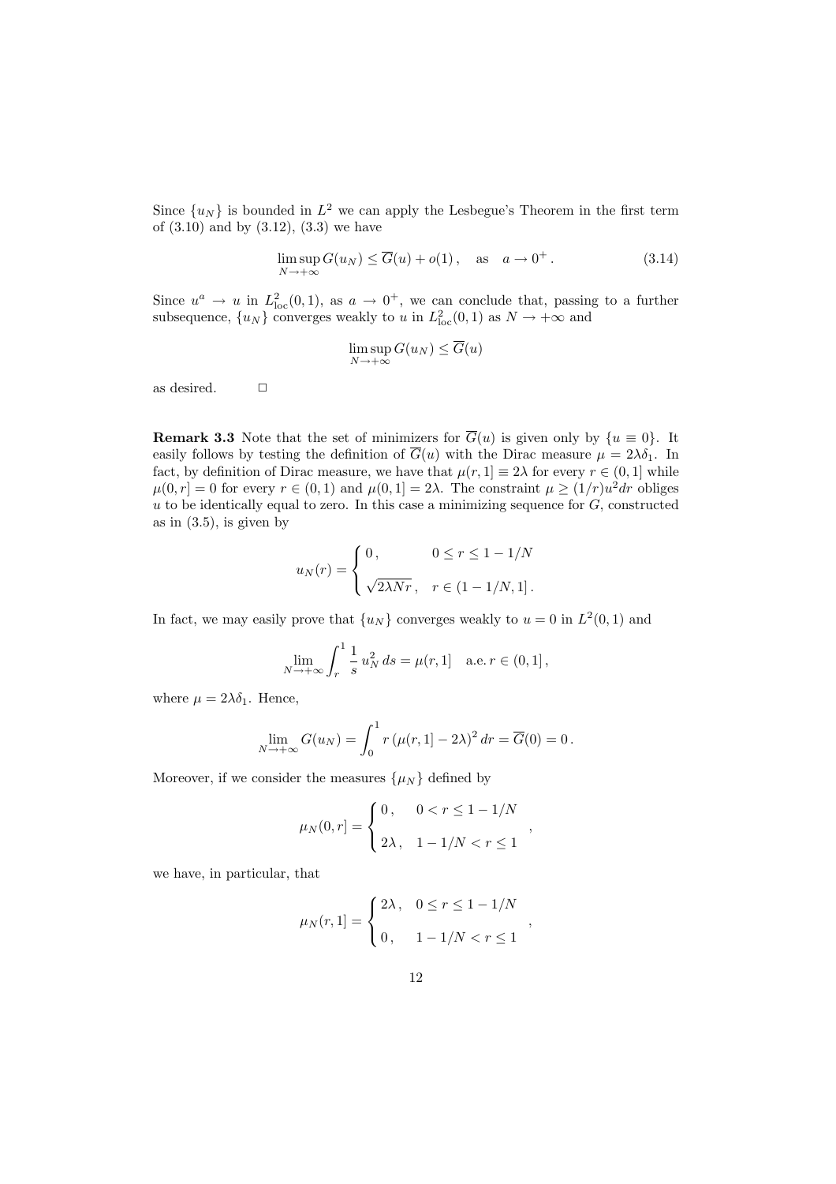Since $\{u_N\}$ is bounded in $L^2$ we can apply the Lesbegue's Theorem in the first term of (3.10) and by (3.12), (3.3) we have

$$\limsup_{N\to+\infty} G(u_N) \leq \overline{G}(u) + o(1)\,, \quad \text{as} \quad a \to 0^+\,. \tag{3.14}$$

Since $u^a \to u$ in $L^2_{\rm loc}(0,1)$, as $a \to 0^+$, we can conclude that, passing to a further subsequence, $\{u_N\}$ converges weakly to $u$ in $L^2_{\rm loc}(0,1)$ as $N \to +\infty$ and

$$\limsup_{N\to+\infty} G(u_N) \leq \overline{G}(u)$$

as desired. $\square$

**Remark 3.3** Note that the set of minimizers for $\overline{G}(u)$ is given only by $\{u \equiv 0\}$. It easily follows by testing the definition of $\overline{G}(u)$ with the Dirac measure $\mu = 2\lambda\delta_1$. In fact, by definition of Dirac measure, we have that $\mu(r,1] \equiv 2\lambda$ for every $r \in (0,1]$ while $\mu(0,r] = 0$ for every $r \in (0,1)$ and $\mu(0,1] = 2\lambda$. The constraint $\mu \geq (1/r)u^2 dr$ obliges $u$ to be identically equal to zero. In this case a minimizing sequence for $G$, constructed as in (3.5), is given by

$$u_N(r) = \begin{cases} 0\,, & 0 \leq r \leq 1 - 1/N \\ \sqrt{2\lambda N r}\,, & r \in (1-1/N, 1]\,. \end{cases}$$

In fact, we may easily prove that $\{u_N\}$ converges weakly to $u = 0$ in $L^2(0,1)$ and

$$\lim_{N\to+\infty} \int_r^1 \frac{1}{s}\, u_N^2\, ds = \mu(r,1] \quad \text{a.e.}\, r \in (0,1]\,,$$

where $\mu = 2\lambda\delta_1$. Hence,

$$\lim_{N\to+\infty} G(u_N) = \int_0^1 r\,(\mu(r,1] - 2\lambda)^2\, dr = \overline{G}(0) = 0\,.$$

Moreover, if we consider the measures $\{\mu_N\}$ defined by

$$\mu_N(0,r] = \begin{cases} 0\,, & 0 < r \leq 1 - 1/N \\ 2\lambda\,, & 1 - 1/N < r \leq 1 \end{cases}\,,$$

we have, in particular, that

$$\mu_N(r,1] = \begin{cases} 2\lambda\,, & 0 \leq r \leq 1 - 1/N \\ 0\,, & 1 - 1/N < r \leq 1 \end{cases}\,,$$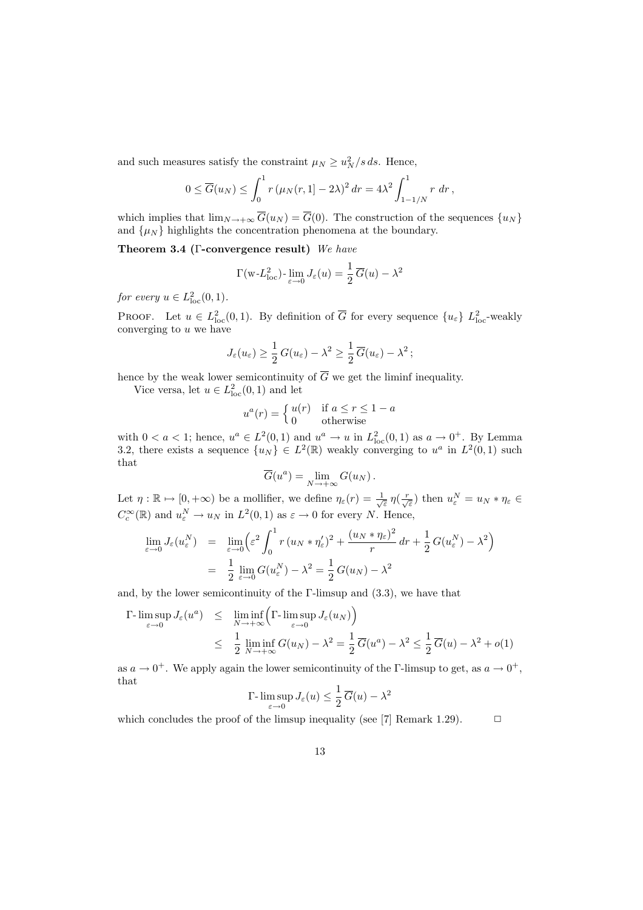and such measures satisfy the constraint $\mu_N \geq u_N^2/s\, ds$. Hence,

$$0 \leq \overline{G}(u_N) \leq \int_0^1 r\,(\mu_N(r,1] - 2\lambda)^2\, dr = 4\lambda^2 \int_{1-1/N}^1 r\; dr\,,$$

which implies that $\lim_{N\to+\infty} \overline{G}(u_N) = \overline{G}(0)$. The construction of the sequences $\{u_N\}$ and $\{\mu_N\}$ highlights the concentration phenomena at the boundary.

**Theorem 3.4 (Γ-convergence result)** *We have*

$$\Gamma(\text{w-}L^2_{\text{loc}})\text{-}\lim_{\varepsilon\to 0} J_\varepsilon(u) = \frac{1}{2}\,\overline{G}(u) - \lambda^2$$

*for every* $u \in L^2_{\text{loc}}(0,1)$.

Proof. Let $u \in L^2_{\text{loc}}(0,1)$. By definition of $\overline{G}$ for every sequence $\{u_\varepsilon\}$ $L^2_{\text{loc}}$-weakly converging to $u$ we have

$$J_\varepsilon(u_\varepsilon) \geq \frac{1}{2}\,G(u_\varepsilon) - \lambda^2 \geq \frac{1}{2}\,\overline{G}(u_\varepsilon) - \lambda^2\,;$$

hence by the weak lower semicontinuity of $\overline{G}$ we get the liminf inequality.

Vice versa, let $u \in L^2_{\text{loc}}(0,1)$ and let

$$u^a(r) = \begin{cases} u(r) & \text{if } a \leq r \leq 1-a \\ 0 & \text{otherwise} \end{cases}$$

with $0 < a < 1$; hence, $u^a \in L^2(0,1)$ and $u^a \to u$ in $L^2_{\text{loc}}(0,1)$ as $a \to 0^+$. By Lemma 3.2, there exists a sequence $\{u_N\} \in L^2(\mathbb{R})$ weakly converging to $u^a$ in $L^2(0,1)$ such that

$$\overline{G}(u^a) = \lim_{N\to+\infty} G(u_N)\,.$$

Let $\eta : \mathbb{R} \mapsto [0,+\infty)$ be a mollifier, we define $\eta_\varepsilon(r) = \frac{1}{\sqrt{\varepsilon}}\,\eta(\frac{r}{\sqrt{\varepsilon}})$ then $u_\varepsilon^N = u_N * \eta_\varepsilon \in C_c^\infty(\mathbb{R})$ and $u_\varepsilon^N \to u_N$ in $L^2(0,1)$ as $\varepsilon \to 0$ for every $N$. Hence,

$$\begin{aligned}
\lim_{\varepsilon\to 0} J_\varepsilon(u_\varepsilon^N) &= \lim_{\varepsilon\to 0}\Big(\varepsilon^2 \int_0^1 r\,(u_N * \eta_\varepsilon')^2 + \frac{(u_N * \eta_\varepsilon)^2}{r}\, dr + \frac{1}{2}\,G(u_\varepsilon^N) - \lambda^2\Big) \\
&= \frac{1}{2}\lim_{\varepsilon\to 0} G(u_\varepsilon^N) - \lambda^2 = \frac{1}{2}\,G(u_N) - \lambda^2
\end{aligned}$$

and, by the lower semicontinuity of the Γ-limsup and (3.3), we have that

$$\begin{aligned}
\Gamma\text{-}\limsup_{\varepsilon\to 0} J_\varepsilon(u^a) &\leq \liminf_{N\to+\infty}\Big(\Gamma\text{-}\limsup_{\varepsilon\to 0} J_\varepsilon(u_N)\Big) \\
&\leq \frac{1}{2}\liminf_{N\to+\infty} G(u_N) - \lambda^2 = \frac{1}{2}\,\overline{G}(u^a) - \lambda^2 \leq \frac{1}{2}\,\overline{G}(u) - \lambda^2 + o(1)
\end{aligned}$$

as $a \to 0^+$. We apply again the lower semicontinuity of the Γ-limsup to get, as $a \to 0^+$, that

$$\Gamma\text{-}\limsup_{\varepsilon\to 0} J_\varepsilon(u) \leq \frac{1}{2}\,\overline{G}(u) - \lambda^2$$

which concludes the proof of the limsup inequality (see [7] Remark 1.29). □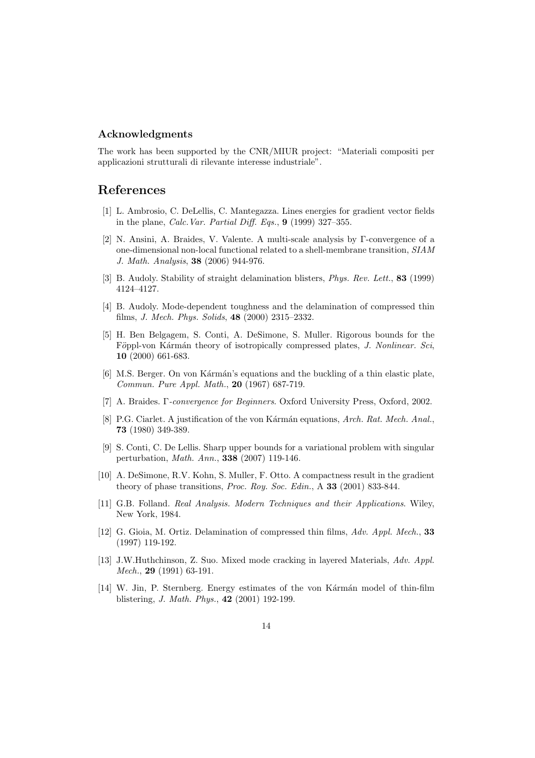### Acknowledgments

The work has been supported by the CNR/MIUR project: "Materiali compositi per applicazioni strutturali di rilevante interesse industriale".

## References

[1] L. Ambrosio, C. DeLellis, C. Mantegazza. Lines energies for gradient vector fields in the plane, *Calc.Var. Partial Diff. Eqs.*, **9** (1999) 327–355.

[2] N. Ansini, A. Braides, V. Valente. A multi-scale analysis by Γ-convergence of a one-dimensional non-local functional related to a shell-membrane transition, *SIAM J. Math. Analysis*, **38** (2006) 944-976.

[3] B. Audoly. Stability of straight delamination blisters, *Phys. Rev. Lett.*, **83** (1999) 4124–4127.

[4] B. Audoly. Mode-dependent toughness and the delamination of compressed thin films, *J. Mech. Phys. Solids*, **48** (2000) 2315–2332.

[5] H. Ben Belgagem, S. Conti, A. DeSimone, S. Muller. Rigorous bounds for the Föppl-von Kármán theory of isotropically compressed plates, *J. Nonlinear. Sci*, **10** (2000) 661-683.

[6] M.S. Berger. On von Kármán's equations and the buckling of a thin elastic plate, *Commun. Pure Appl. Math.*, **20** (1967) 687-719.

[7] A. Braides. *Γ-convergence for Beginners*. Oxford University Press, Oxford, 2002.

[8] P.G. Ciarlet. A justification of the von Kármán equations, *Arch. Rat. Mech. Anal.*, **73** (1980) 349-389.

[9] S. Conti, C. De Lellis. Sharp upper bounds for a variational problem with singular perturbation, *Math. Ann.*, **338** (2007) 119-146.

[10] A. DeSimone, R.V. Kohn, S. Muller, F. Otto. A compactness result in the gradient theory of phase transitions, *Proc. Roy. Soc. Edin.*, A **33** (2001) 833-844.

[11] G.B. Folland. *Real Analysis. Modern Techniques and their Applications*. Wiley, New York, 1984.

[12] G. Gioia, M. Ortiz. Delamination of compressed thin films, *Adv. Appl. Mech.*, **33** (1997) 119-192.

[13] J.W.Huthchinson, Z. Suo. Mixed mode cracking in layered Materials, *Adv. Appl. Mech.*, **29** (1991) 63-191.

[14] W. Jin, P. Sternberg. Energy estimates of the von Kármán model of thin-film blistering, *J. Math. Phys.*, **42** (2001) 192-199.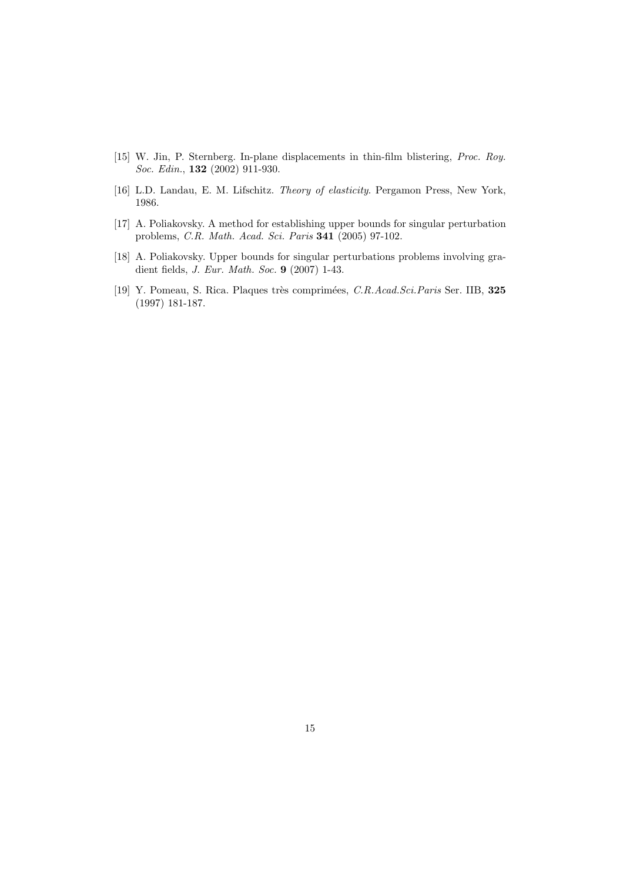[15] W. Jin, P. Sternberg. In-plane displacements in thin-film blistering, *Proc. Roy. Soc. Edin.*, **132** (2002) 911-930.

[16] L.D. Landau, E. M. Lifschitz. *Theory of elasticity*. Pergamon Press, New York, 1986.

[17] A. Poliakovsky. A method for establishing upper bounds for singular perturbation problems, *C.R. Math. Acad. Sci. Paris* **341** (2005) 97-102.

[18] A. Poliakovsky. Upper bounds for singular perturbations problems involving gradient fields, *J. Eur. Math. Soc.* **9** (2007) 1-43.

[19] Y. Pomeau, S. Rica. Plaques très comprimées, *C.R.Acad.Sci.Paris* Ser. IIB, **325** (1997) 181-187.